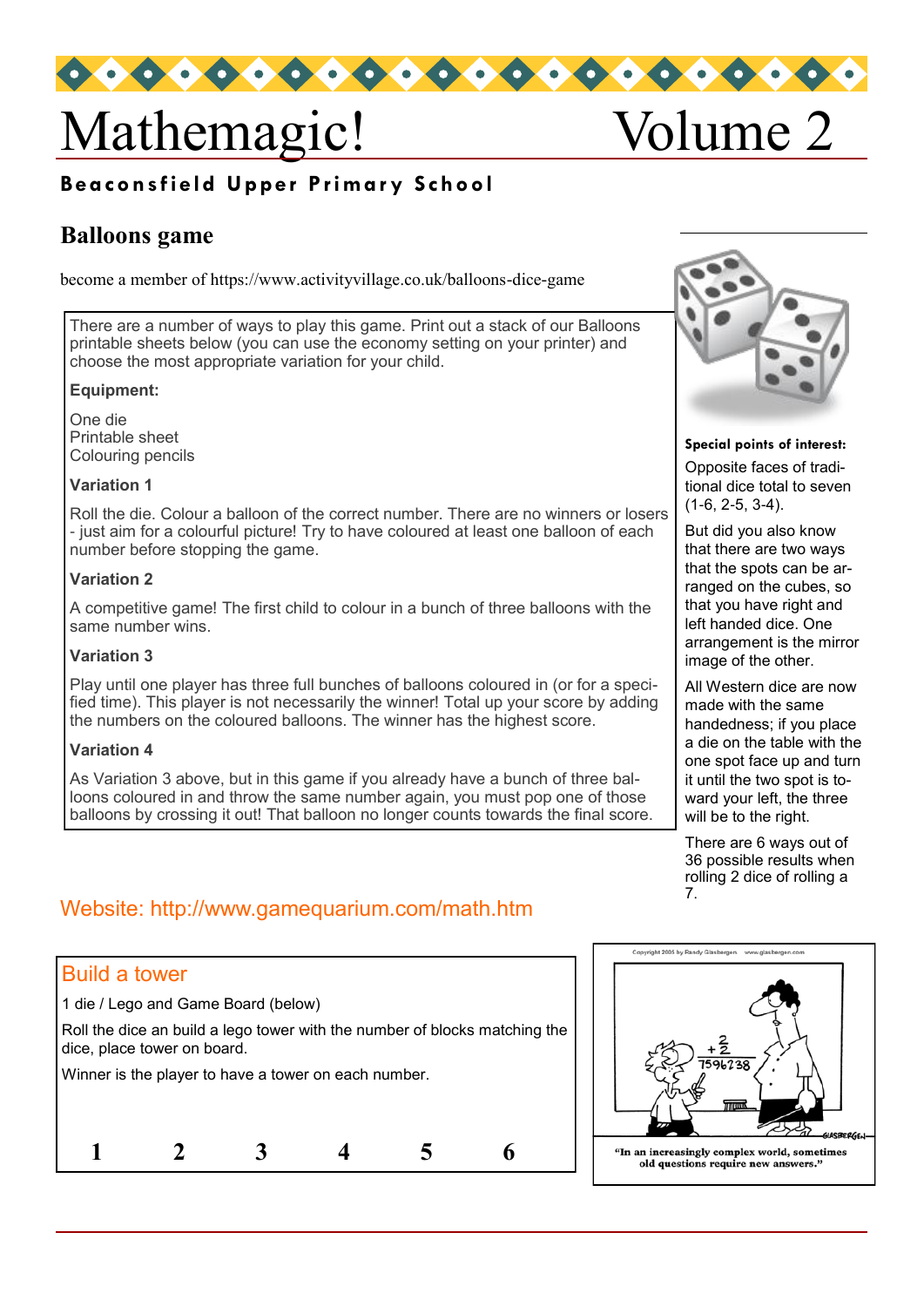# Mathemagic! Volume 2

**Beaconsfield Upper Primary School**

## Balloons game

become a member of https://www.activityvillage.co.uk/balloons-dice-game

There are a number of ways to play this game. Print out a stack of our Balloons printable sheets below (you can use the economy setting on your printer) and choose the most appropriate variation for your child.

**Equipment:**

One die
Printable sheet
Colouring pencils

**Variation 1**

Roll the die. Colour a balloon of the correct number. There are no winners or losers - just aim for a colourful picture! Try to have coloured at least one balloon of each number before stopping the game.

**Variation 2**

A competitive game! The first child to colour in a bunch of three balloons with the same number wins.

**Variation 3**

Play until one player has three full bunches of balloons coloured in (or for a specified time). This player is not necessarily the winner! Total up your score by adding the numbers on the coloured balloons. The winner has the highest score.

**Variation 4**

As Variation 3 above, but in this game if you already have a bunch of three balloons coloured in and throw the same number again, you must pop one of those balloons by crossing it out! That balloon no longer counts towards the final score.

**Special points of interest:**

Opposite faces of traditional dice total to seven (1-6, 2-5, 3-4).

But did you also know that there are two ways that the spots can be arranged on the cubes, so that you have right and left handed dice. One arrangement is the mirror image of the other.

All Western dice are now made with the same handedness; if you place a die on the table with the one spot face up and turn it until the two spot is toward your left, the three will be to the right.

There are 6 ways out of 36 possible results when rolling 2 dice of rolling a 7.

Website: http://www.gamequarium.com/math.htm

## Build a tower

1 die / Lego and Game Board (below)

Roll the dice an build a lego tower with the number of blocks matching the dice, place tower on board.

Winner is the player to have a tower on each number.

**1 2 3 4 5 6**

Copyright 2005 by Randy Glasbergen. www.glasbergen.com

"In an increasingly complex world, sometimes old questions require new answers."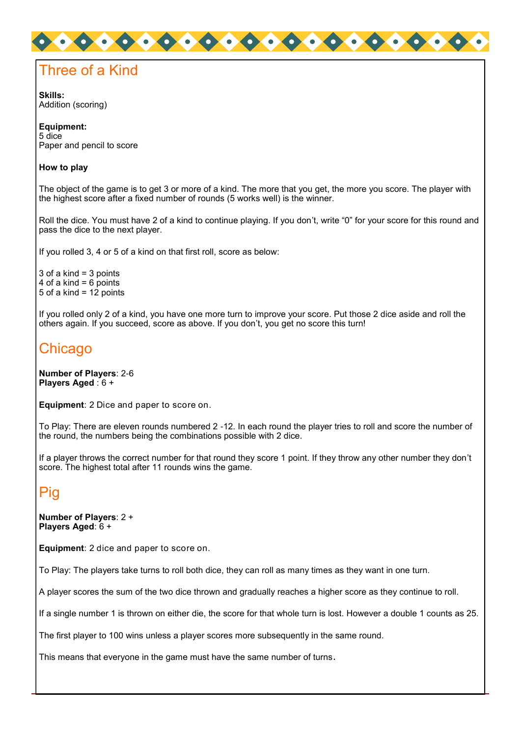## Three of a Kind

**Skills:**
Addition (scoring)

**Equipment:**
5 dice
Paper and pencil to score

**How to play**

The object of the game is to get 3 or more of a kind. The more that you get, the more you score. The player with the highest score after a fixed number of rounds (5 works well) is the winner.

Roll the dice. You must have 2 of a kind to continue playing. If you don't, write "0" for your score for this round and pass the dice to the next player.

If you rolled 3, 4 or 5 of a kind on that first roll, score as below:

3 of a kind = 3 points
4 of a kind = 6 points
5 of a kind = 12 points

If you rolled only 2 of a kind, you have one more turn to improve your score. Put those 2 dice aside and roll the others again. If you succeed, score as above. If you don't, you get no score this turn!

## Chicago

**Number of Players**: 2-6
**Players Aged** : 6 +

**Equipment**: 2 Dice and paper to score on.

To Play: There are eleven rounds numbered 2 -12. In each round the player tries to roll and score the number of the round, the numbers being the combinations possible with 2 dice.

If a player throws the correct number for that round they score 1 point. If they throw any other number they don't score. The highest total after 11 rounds wins the game.

## Pig

**Number of Players**: 2 +
**Players Aged**: 6 +

**Equipment**: 2 dice and paper to score on.

To Play: The players take turns to roll both dice, they can roll as many times as they want in one turn.

A player scores the sum of the two dice thrown and gradually reaches a higher score as they continue to roll.

If a single number 1 is thrown on either die, the score for that whole turn is lost. However a double 1 counts as 25.

The first player to 100 wins unless a player scores more subsequently in the same round.

This means that everyone in the game must have the same number of turns.